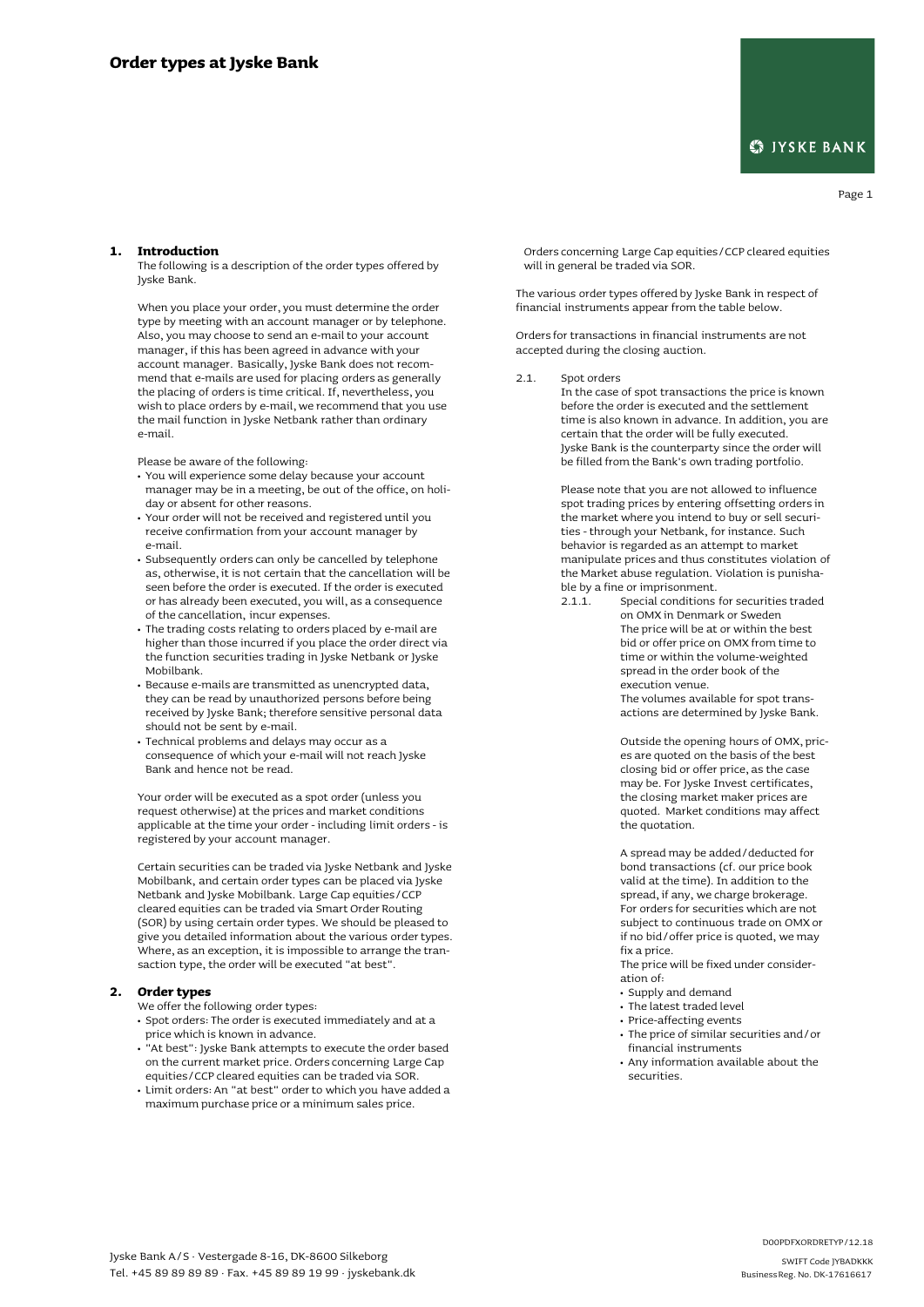# Order types at Jyske Bank

## 1. Introduction

The following is a description of the order types offered by Jyske Bank.

When you place your order, you must determine the order type by meeting with an account manager or by telephone. Also, you may choose to send an e-mail to your account manager, if this has been agreed in advance with your account manager. Basically, Jyske Bank does not recommend that e-mails are used for placing orders as generally the placing of orders is time critical. If, nevertheless, you wish to place orders by e-mail, we recommend that you use the mail function in Jyske Netbank rather than ordinary e-mail.

Please be aware of the following:

- You will experience some delay because your account manager may be in a meeting, be out of the office, on holiday or absent for other reasons.
- Your order will not be received and registered until you receive confirmation from your account manager by e-mail.
- Subsequently orders can only be cancelled by telephone as, otherwise, it is not certain that the cancellation will be seen before the order is executed. If the order is executed or has already been executed, you will, as a consequence of the cancellation, incur expenses.
- The trading costs relating to orders placed by e-mail are higher than those incurred if you place the order direct via the function securities trading in Jyske Netbank or Jyske Mobilbank.
- Because e-mails are transmitted as unencrypted data, they can be read by unauthorized persons before being received by Jyske Bank; therefore sensitive personal data should not be sent by e-mail.
- Technical problems and delays may occur as a consequence of which your e-mail will not reach Jyske Bank and hence not be read.

Your order will be executed as a spot order (unless you request otherwise) at the prices and market conditions applicable at the time your order - including limit orders - is registered by your account manager.

Certain securities can be traded via Jyske Netbank and Jyske Mobilbank, and certain order types can be placed via Jyske Netbank and Jyske Mobilbank. Large Cap equities/CCP cleared equities can be traded via Smart Order Routing (SOR) by using certain order types. We should be pleased to give you detailed information about the various order types. Where, as an exception, it is impossible to arrange the transaction type, the order will be executed "at best".

## 2. Order types

We offer the following order types:

- Spot orders: The order is executed immediately and at a price which is known in advance.
- "At best": Jyske Bank attempts to execute the order based on the current market price. Orders concerning Large Cap equities/CCP cleared equities can be traded via SOR.
- Limit orders: An "at best" order to which you have added a maximum purchase price or a minimum sales price. Orders concerning Large Cap equities/CCP cleared equities will in general be traded via SOR.

The various order types offered by Jyske Bank in respect of financial instruments appear from the table below.

Orders for transactions in financial instruments are not accepted during the closing auction.

### 2.1. Spot orders

In the case of spot transactions the price is known before the order is executed and the settlement time is also known in advance. In addition, you are certain that the order will be fully executed. Jyske Bank is the counterparty since the order will be filled from the Bank's own trading portfolio.

Please note that you are not allowed to influence spot trading prices by entering offsetting orders in the market where you intend to buy or sell securities - through your Netbank, for instance. Such behavior is regarded as an attempt to market manipulate prices and thus constitutes violation of the Market abuse regulation. Violation is punishable by a fine or imprisonment.

#### 2.1.1. Special conditions for securities traded on OMX in Denmark or Sweden

The price will be at or within the best bid or offer price on OMX from time to time or within the volume-weighted spread in the order book of the execution venue.

The volumes available for spot transactions are determined by Jyske Bank.

Outside the opening hours of OMX, prices are quoted on the basis of the best closing bid or offer price, as the case may be. For Jyske Invest certificates, the closing market maker prices are quoted. Market conditions may affect the quotation.

A spread may be added/deducted for bond transactions (cf. our price book valid at the time). In addition to the spread, if any, we charge brokerage. For orders for securities which are not subject to continuous trade on OMX or if no bid/offer price is quoted, we may fix a price.

The price will be fixed under consideration of:

- Supply and demand
- The latest traded level
- Price-affecting events
- The price of similar securities and/or financial instruments
- Any information available about the securities.

D00PDFXORDRETYP/12.18

Jyske Bank A/S · Vestergade 8-16, DK-8600 Silkeborg
Tel. +45 89 89 89 89 · Fax. +45 89 89 19 99 · jyskebank.dk

SWIFT Code JYBADKKK
Business Reg. No. DK-17616617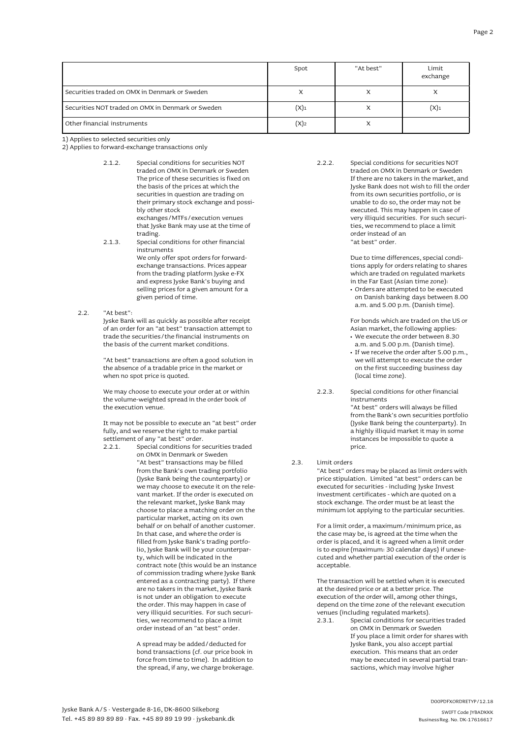| | Spot | "At best" | Limit exchange |
|---|---|---|---|
| Securities traded on OMX in Denmark or Sweden | X | X | X |
| Securities NOT traded on OMX in Denmark or Sweden | (X)1 | X | (X)1 |
| Other financial instruments | (X)2 | X | |

1) Applies to selected securities only
2) Applies to forward-exchange transactions only

2.1.2. Special conditions for securities NOT traded on OMX in Denmark or Sweden
The price of these securities is fixed on the basis of the prices at which the securities in question are trading on their primary stock exchange and possibly other stock exchanges/MTFs/execution venues that Jyske Bank may use at the time of trading.

2.1.3. Special conditions for other financial instruments
We only offer spot orders for forward-exchange transactions. Prices appear from the trading platform Jyske e-FX and express Jyske Bank's buying and selling prices for a given amount for a given period of time.

2.2. "At best":
Jyske Bank will as quickly as possible after receipt of an order for an "at best" transaction attempt to trade the securities/the financial instruments on the basis of the current market conditions.

"At best" transactions are often a good solution in the absence of a tradable price in the market or when no spot price is quoted.

We may choose to execute your order at or within the volume-weighted spread in the order book of the execution venue.

It may not be possible to execute an "at best" order fully, and we reserve the right to make partial settlement of any "at best" order.

2.2.1. Special conditions for securities traded on OMX in Denmark or Sweden
"At best" transactions may be filled from the Bank's own trading portfolio (Jyske Bank being the counterparty) or we may choose to execute it on the relevant market. If the order is executed on the relevant market, Jyske Bank may choose to place a matching order on the particular market, acting on its own behalf or on behalf of another customer. In that case, and where the order is filled from Jyske Bank's trading portfolio, Jyske Bank will be your counterparty, which will be indicated in the contract note (this would be an instance of commission trading where Jyske Bank entered as a contracting party). If there are no takers in the market, Jyske Bank is not under an obligation to execute the order. This may happen in case of very illiquid securities. For such securities, we recommend to place a limit order instead of an "at best" order.

A spread may be added/deducted for bond transactions (cf. our price book in force from time to time). In addition to the spread, if any, we charge brokerage.

2.2.2. Special conditions for securities NOT traded on OMX in Denmark or Sweden
If there are no takers in the market, and Jyske Bank does not wish to fill the order from its own securities portfolio, or is unable to do so, the order may not be executed. This may happen in case of very illiquid securities. For such securities, we recommend to place a limit order instead of an "at best" order.

Due to time differences, special conditions apply for orders relating to shares which are traded on regulated markets in the Far East (Asian time zone):

- Orders are attempted to be executed on Danish banking days between 8.00 a.m. and 5.00 p.m. (Danish time).

For bonds which are traded on the US or Asian market, the following applies:

- We execute the order between 8.30 a.m. and 5.00 p.m. (Danish time).
- If we receive the order after 5.00 p.m., we will attempt to execute the order on the first succeeding business day (local time zone).

2.2.3. Special conditions for other financial instruments
"At best" orders will always be filled from the Bank's own securities portfolio (Jyske Bank being the counterparty). In a highly illiquid market it may in some instances be impossible to quote a price.

2.3. Limit orders
"At best" orders may be placed as limit orders with price stipulation. Limited "at best" orders can be executed for securities - including Jyske Invest investment certificates - which are quoted on a stock exchange. The order must be at least the minimum lot applying to the particular securities.

For a limit order, a maximum/minimum price, as the case may be, is agreed at the time when the order is placed, and it is agreed when a limit order is to expire (maximum: 30 calendar days) if unexecuted and whether partial execution of the order is acceptable.

The transaction will be settled when it is executed at the desired price or at a better price. The execution of the order will, among other things, depend on the time zone of the relevant execution venues (including regulated markets).

2.3.1. Special conditions for securities traded on OMX in Denmark or Sweden
If you place a limit order for shares with Jyske Bank, you also accept partial execution. This means that an order may be executed in several partial transactions, which may involve higher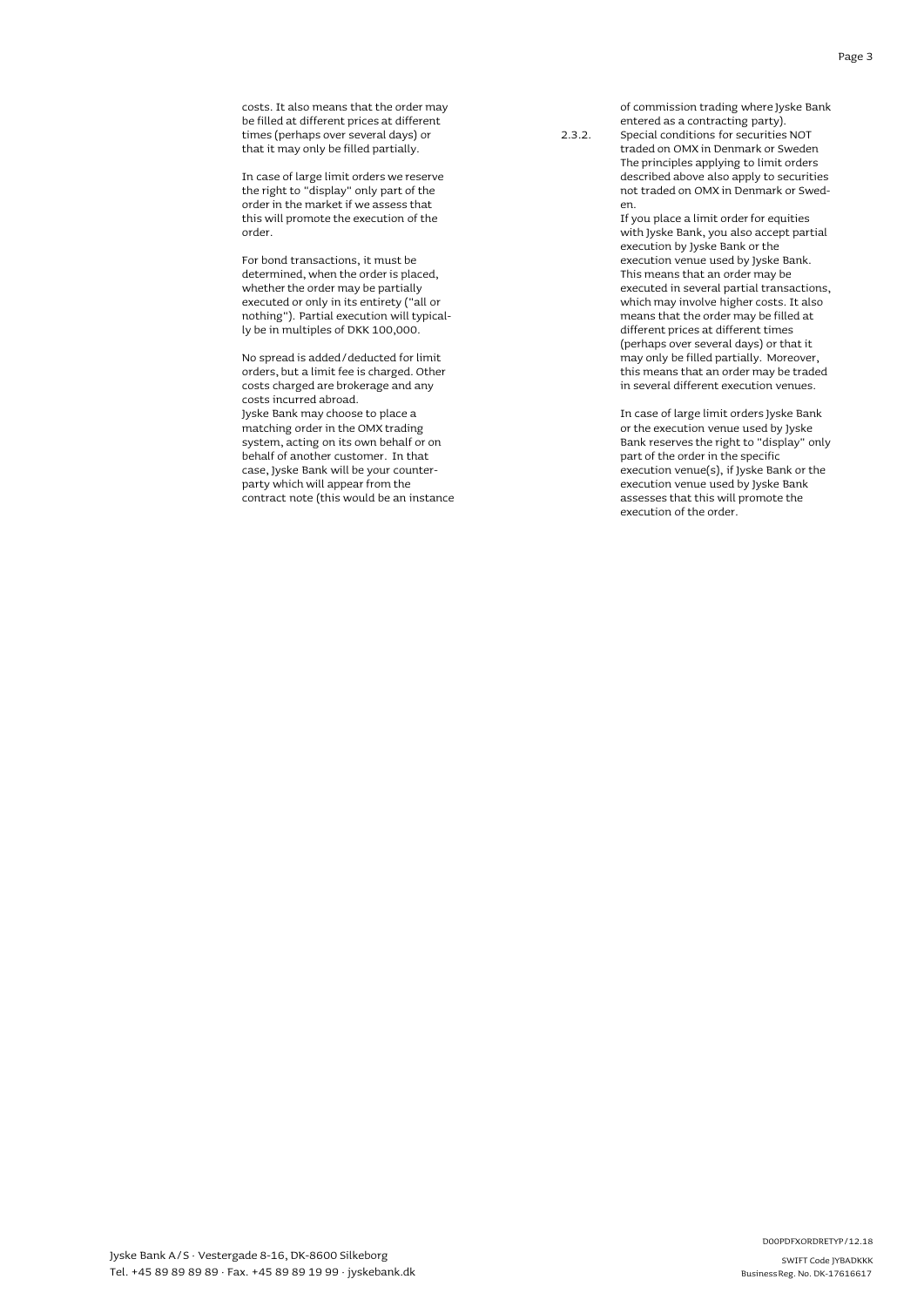costs. It also means that the order may be filled at different prices at different times (perhaps over several days) or that it may only be filled partially.

In case of large limit orders we reserve the right to "display" only part of the order in the market if we assess that this will promote the execution of the order.

For bond transactions, it must be determined, when the order is placed, whether the order may be partially executed or only in its entirety ("all or nothing"). Partial execution will typically be in multiples of DKK 100,000.

No spread is added/deducted for limit orders, but a limit fee is charged. Other costs charged are brokerage and any costs incurred abroad.
Jyske Bank may choose to place a matching order in the OMX trading system, acting on its own behalf or on behalf of another customer. In that case, Jyske Bank will be your counterparty which will appear from the contract note (this would be an instance of commission trading where Jyske Bank entered as a contracting party).

2.3.2. Special conditions for securities NOT traded on OMX in Denmark or Sweden

The principles applying to limit orders described above also apply to securities not traded on OMX in Denmark or Sweden.
If you place a limit order for equities with Jyske Bank, you also accept partial execution by Jyske Bank or the execution venue used by Jyske Bank. This means that an order may be executed in several partial transactions, which may involve higher costs. It also means that the order may be filled at different prices at different times (perhaps over several days) or that it may only be filled partially. Moreover, this means that an order may be traded in several different execution venues.

In case of large limit orders Jyske Bank or the execution venue used by Jyske Bank reserves the right to "display" only part of the order in the specific execution venue(s), if Jyske Bank or the execution venue used by Jyske Bank assesses that this will promote the execution of the order.